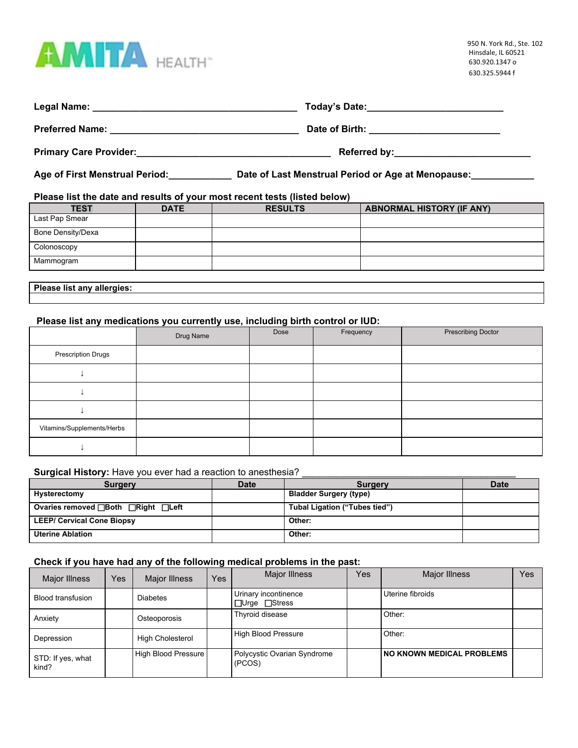AMITA HEALTH

950 N. York Rd., Ste. 102
Hinsdale, IL 60521
630.920.1347 o
630.325.5944 f

**Legal Name:** ______________________________________ **Today's Date:**________________________

**Preferred Name:** __________________________________ **Date of Birth:** ________________________

**Primary Care Provider:**_____________________________________ **Referred by:**_________________________

**Age of First Menstrual Period:**___________ **Date of Last Menstrual Period or Age at Menopause:**___________

**Please list the date and results of your most recent tests (listed below)**

| TEST | DATE | RESULTS | ABNORMAL HISTORY (IF ANY) |
|---|---|---|---|
| Last Pap Smear | | | |
| Bone Density/Dexa | | | |
| Colonoscopy | | | |
| Mammogram | | | |

| Please list any allergies: |
|---|
| |

**Please list any medications you currently use, including birth control or IUD:**

| | Drug Name | Dose | Frequency | Prescribing Doctor |
|---|---|---|---|---|
| Prescription Drugs | | | | |
| ↓ | | | | |
| ↓ | | | | |
| ↓ | | | | |
| Vitamins/Supplements/Herbs | | | | |
| ↓ | | | | |

**Surgical History:** Have you ever had a reaction to anesthesia? ________________________________________

| Surgery | Date | Surgery | Date |
|---|---|---|---|
| **Hysterectomy** | | **Bladder Surgery (type)** | |
| **Ovaries removed** ☐**Both** ☐**Right** ☐**Left** | | **Tubal Ligation ("Tubes tied")** | |
| **LEEP/ Cervical Cone Biopsy** | | **Other:** | |
| **Uterine Ablation** | | **Other:** | |

**Check if you have had any of the following medical problems in the past:**

| Major Illness | Yes | Major Illness | Yes | Major Illness | Yes | Major Illness | Yes |
|---|---|---|---|---|---|---|---|
| Blood transfusion | | Diabetes | | Urinary incontinence ☐Urge ☐Stress | | Uterine fibroids | |
| Anxiety | | Osteoporosis | | Thyroid disease | | Other: | |
| Depression | | High Cholesterol | | High Blood Pressure | | Other: | |
| STD: If yes, what kind? | | High Blood Pressure | | Polycystic Ovarian Syndrome (PCOS) | | **NO KNOWN MEDICAL PROBLEMS** | |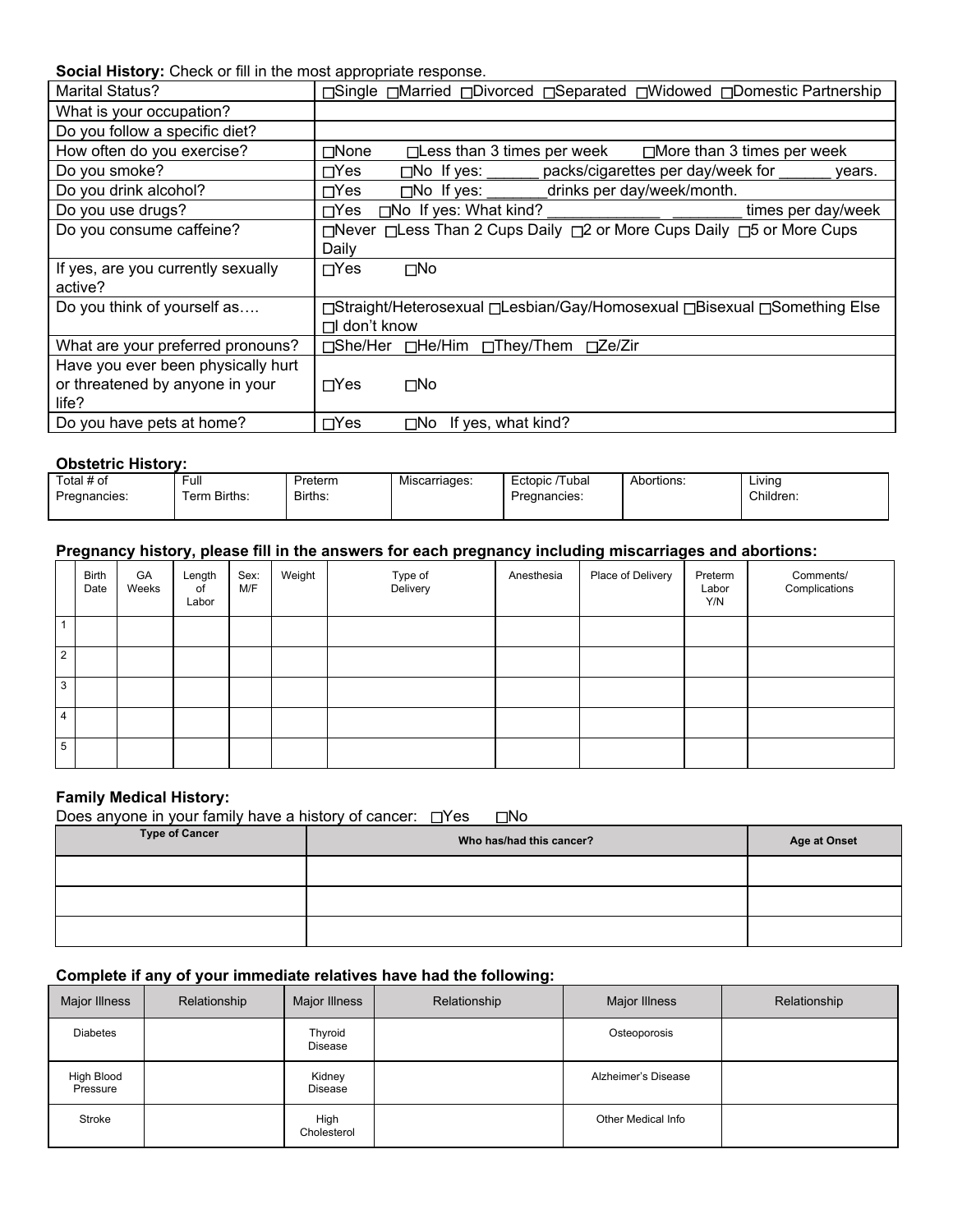**Social History:** Check or fill in the most appropriate response.

| | |
|---|---|
| Marital Status? | ☐Single ☐Married ☐Divorced ☐Separated ☐Widowed ☐Domestic Partnership |
| What is your occupation? | |
| Do you follow a specific diet? | |
| How often do you exercise? | ☐None ☐Less than 3 times per week ☐More than 3 times per week |
| Do you smoke? | ☐Yes ☐No If yes: ______ packs/cigarettes per day/week for ______ years. |
| Do you drink alcohol? | ☐Yes ☐No If yes: _______drinks per day/week/month. |
| Do you use drugs? | ☐Yes ☐No If yes: What kind? _____________ ________ times per day/week |
| Do you consume caffeine? | ☐Never ☐Less Than 2 Cups Daily ☐2 or More Cups Daily ☐5 or More Cups Daily |
| If yes, are you currently sexually active? | ☐Yes ☐No |
| Do you think of yourself as…. | ☐Straight/Heterosexual ☐Lesbian/Gay/Homosexual ☐Bisexual ☐Something Else ☐I don't know |
| What are your preferred pronouns? | ☐She/Her ☐He/Him ☐They/Them ☐Ze/Zir |
| Have you ever been physically hurt or threatened by anyone in your life? | ☐Yes ☐No |
| Do you have pets at home? | ☐Yes ☐No If yes, what kind? |

**Obstetric History:**

| Total # of Pregnancies: | Full Term Births: | Preterm Births: | Miscarriages: | Ectopic /Tubal Pregnancies: | Abortions: | Living Children: |
|---|---|---|---|---|---|---|
| | | | | | | |

**Pregnancy history, please fill in the answers for each pregnancy including miscarriages and abortions:**

| | Birth Date | GA Weeks | Length of Labor | Sex: M/F | Weight | Type of Delivery | Anesthesia | Place of Delivery | Preterm Labor Y/N | Comments/ Complications |
|---|---|---|---|---|---|---|---|---|---|---|
| 1 | | | | | | | | | | |
| 2 | | | | | | | | | | |
| 3 | | | | | | | | | | |
| 4 | | | | | | | | | | |
| 5 | | | | | | | | | | |

**Family Medical History:**

Does anyone in your family have a history of cancer: ☐Yes ☐No

| Type of Cancer | Who has/had this cancer? | Age at Onset |
|---|---|---|
| | | |
| | | |
| | | |

**Complete if any of your immediate relatives have had the following:**

| Major Illness | Relationship | Major Illness | Relationship | Major Illness | Relationship |
|---|---|---|---|---|---|
| Diabetes | | Thyroid Disease | | Osteoporosis | |
| High Blood Pressure | | Kidney Disease | | Alzheimer's Disease | |
| Stroke | | High Cholesterol | | Other Medical Info | |